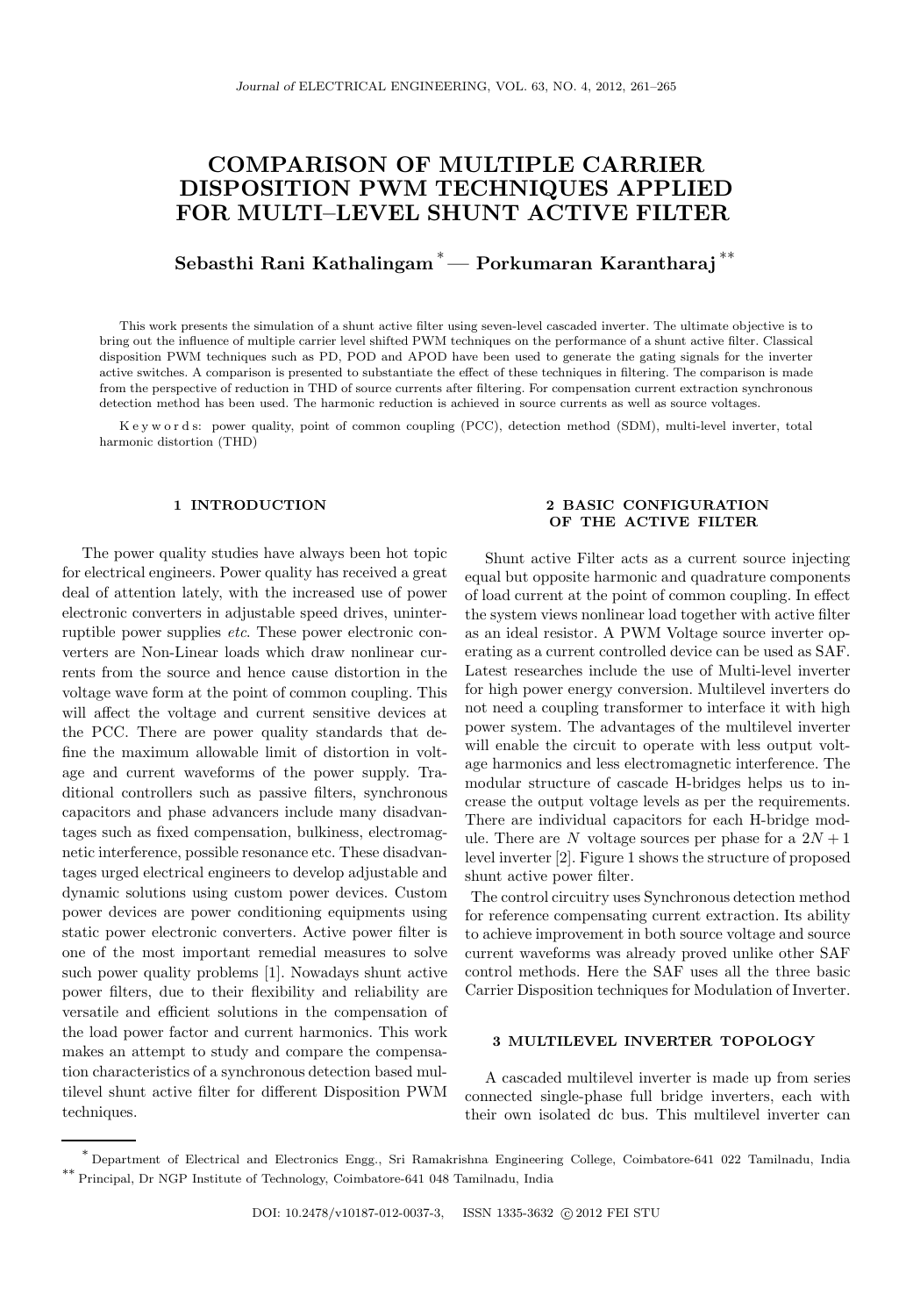# COMPARISON OF MULTIPLE CARRIER DISPOSITION PWM TECHNIQUES APPLIED FOR MULTI–LEVEL SHUNT ACTIVE FILTER

**Sebasthi Rani Kathalingam** [*] **— Porkumaran Karantharaj** [**]

This work presents the simulation of a shunt active filter using seven-level cascaded inverter. The ultimate objective is to bring out the influence of multiple carrier level shifted PWM techniques on the performance of a shunt active filter. Classical disposition PWM techniques such as PD, POD and APOD have been used to generate the gating signals for the inverter active switches. A comparison is presented to substantiate the effect of these techniques in filtering. The comparison is made from the perspective of reduction in THD of source currents after filtering. For compensation current extraction synchronous detection method has been used. The harmonic reduction is achieved in source currents as well as source voltages.

K e y w o r d s: power quality, point of common coupling (PCC), detection method (SDM), multi-level inverter, total harmonic distortion (THD)

## 1 INTRODUCTION

The power quality studies have always been hot topic for electrical engineers. Power quality has received a great deal of attention lately, with the increased use of power electronic converters in adjustable speed drives, uninterruptible power supplies *etc*. These power electronic converters are Non-Linear loads which draw nonlinear currents from the source and hence cause distortion in the voltage wave form at the point of common coupling. This will affect the voltage and current sensitive devices at the PCC. There are power quality standards that define the maximum allowable limit of distortion in voltage and current waveforms of the power supply. Traditional controllers such as passive filters, synchronous capacitors and phase advancers include many disadvantages such as fixed compensation, bulkiness, electromagnetic interference, possible resonance etc. These disadvantages urged electrical engineers to develop adjustable and dynamic solutions using custom power devices. Custom power devices are power conditioning equipments using static power electronic converters. Active power filter is one of the most important remedial measures to solve such power quality problems [1]. Nowadays shunt active power filters, due to their flexibility and reliability are versatile and efficient solutions in the compensation of the load power factor and current harmonics. This work makes an attempt to study and compare the compensation characteristics of a synchronous detection based multilevel shunt active filter for different Disposition PWM techniques.

## 2 BASIC CONFIGURATION OF THE ACTIVE FILTER

Shunt active Filter acts as a current source injecting equal but opposite harmonic and quadrature components of load current at the point of common coupling. In effect the system views nonlinear load together with active filter as an ideal resistor. A PWM Voltage source inverter operating as a current controlled device can be used as SAF. Latest researches include the use of Multi-level inverter for high power energy conversion. Multilevel inverters do not need a coupling transformer to interface it with high power system. The advantages of the multilevel inverter will enable the circuit to operate with less output voltage harmonics and less electromagnetic interference. The modular structure of cascade H-bridges helps us to increase the output voltage levels as per the requirements. There are individual capacitors for each H-bridge module. There are $N$ voltage sources per phase for a $2N + 1$ level inverter [2]. Figure 1 shows the structure of proposed shunt active power filter.

The control circuitry uses Synchronous detection method for reference compensating current extraction. Its ability to achieve improvement in both source voltage and source current waveforms was already proved unlike other SAF control methods. Here the SAF uses all the three basic Carrier Disposition techniques for Modulation of Inverter.

## 3 MULTILEVEL INVERTER TOPOLOGY

A cascaded multilevel inverter is made up from series connected single-phase full bridge inverters, each with their own isolated dc bus. This multilevel inverter can

---

[*] Department of Electrical and Electronics Engg., Sri Ramakrishna Engineering College, Coimbatore-641 022 Tamilnadu, India
[**] Principal, Dr NGP Institute of Technology, Coimbatore-641 048 Tamilnadu, India

DOI: 10.2478/v10187-012-0037-3, ISSN 1335-3632 © 2012 FEI STU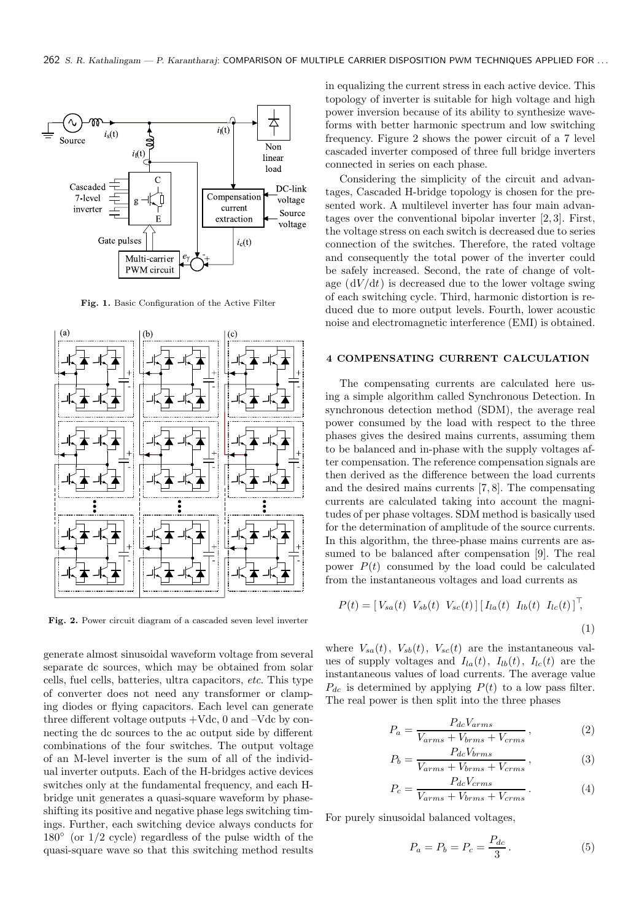Fig. 1. Basic Configuration of the Active Filter

Fig. 2. Power circuit diagram of a cascaded seven level inverter

generate almost sinusoidal waveform voltage from several separate dc sources, which may be obtained from solar cells, fuel cells, batteries, ultra capacitors, *etc*. This type of converter does not need any transformer or clamping diodes or flying capacitors. Each level can generate three different voltage outputs +Vdc, 0 and –Vdc by connecting the dc sources to the ac output side by different combinations of the four switches. The output voltage of an M-level inverter is the sum of all of the individual inverter outputs. Each of the H-bridges active devices switches only at the fundamental frequency, and each H-bridge unit generates a quasi-square waveform by phase-shifting its positive and negative phase legs switching timings. Further, each switching device always conducts for 180° (or 1/2 cycle) regardless of the pulse width of the quasi-square wave so that this switching method results in equalizing the current stress in each active device. This topology of inverter is suitable for high voltage and high power inversion because of its ability to synthesize waveforms with better harmonic spectrum and low switching frequency. Figure 2 shows the power circuit of a 7 level cascaded inverter composed of three full bridge inverters connected in series on each phase.

Considering the simplicity of the circuit and advantages, Cascaded H-bridge topology is chosen for the presented work. A multilevel inverter has four main advantages over the conventional bipolar inverter [2, 3]. First, the voltage stress on each switch is decreased due to series connection of the switches. Therefore, the rated voltage and consequently the total power of the inverter could be safely increased. Second, the rate of change of voltage ($dV/dt$) is decreased due to the lower voltage swing of each switching cycle. Third, harmonic distortion is reduced due to more output levels. Fourth, lower acoustic noise and electromagnetic interference (EMI) is obtained.

## 4 COMPENSATING CURRENT CALCULATION

The compensating currents are calculated here using a simple algorithm called Synchronous Detection. In synchronous detection method (SDM), the average real power consumed by the load with respect to the three phases gives the desired mains currents, assuming them to be balanced and in-phase with the supply voltages after compensation. The reference compensation signals are then derived as the difference between the load currents and the desired mains currents [7, 8]. The compensating currents are calculated taking into account the magnitudes of per phase voltages. SDM method is basically used for the determination of amplitude of the source currents. In this algorithm, the three-phase mains currents are assumed to be balanced after compensation [9]. The real power $P(t)$ consumed by the load could be calculated from the instantaneous voltages and load currents as

$$P(t) = \left[ V_{sa}(t) \;\; V_{sb}(t) \;\; V_{sc}(t) \right] \left[ I_{la}(t) \;\; I_{lb}(t) \;\; I_{lc}(t) \right]^{\top}, \tag{1}$$

where $V_{sa}(t)$, $V_{sb}(t)$, $V_{sc}(t)$ are the instantaneous values of supply voltages and $I_{la}(t)$, $I_{lb}(t)$, $I_{lc}(t)$ are the instantaneous values of load currents. The average value $P_{dc}$ is determined by applying $P(t)$ to a low pass filter. The real power is then split into the three phases

$$P_a = \frac{P_{dc} V_{arms}}{V_{arms} + V_{brms} + V_{crms}}, \tag{2}$$

$$P_b = \frac{P_{dc} V_{brms}}{V_{arms} + V_{brms} + V_{crms}}, \tag{3}$$

$$P_c = \frac{P_{dc} V_{crms}}{V_{arms} + V_{brms} + V_{crms}}. \tag{4}$$

For purely sinusoidal balanced voltages,

$$P_a = P_b = P_c = \frac{P_{dc}}{3}. \tag{5}$$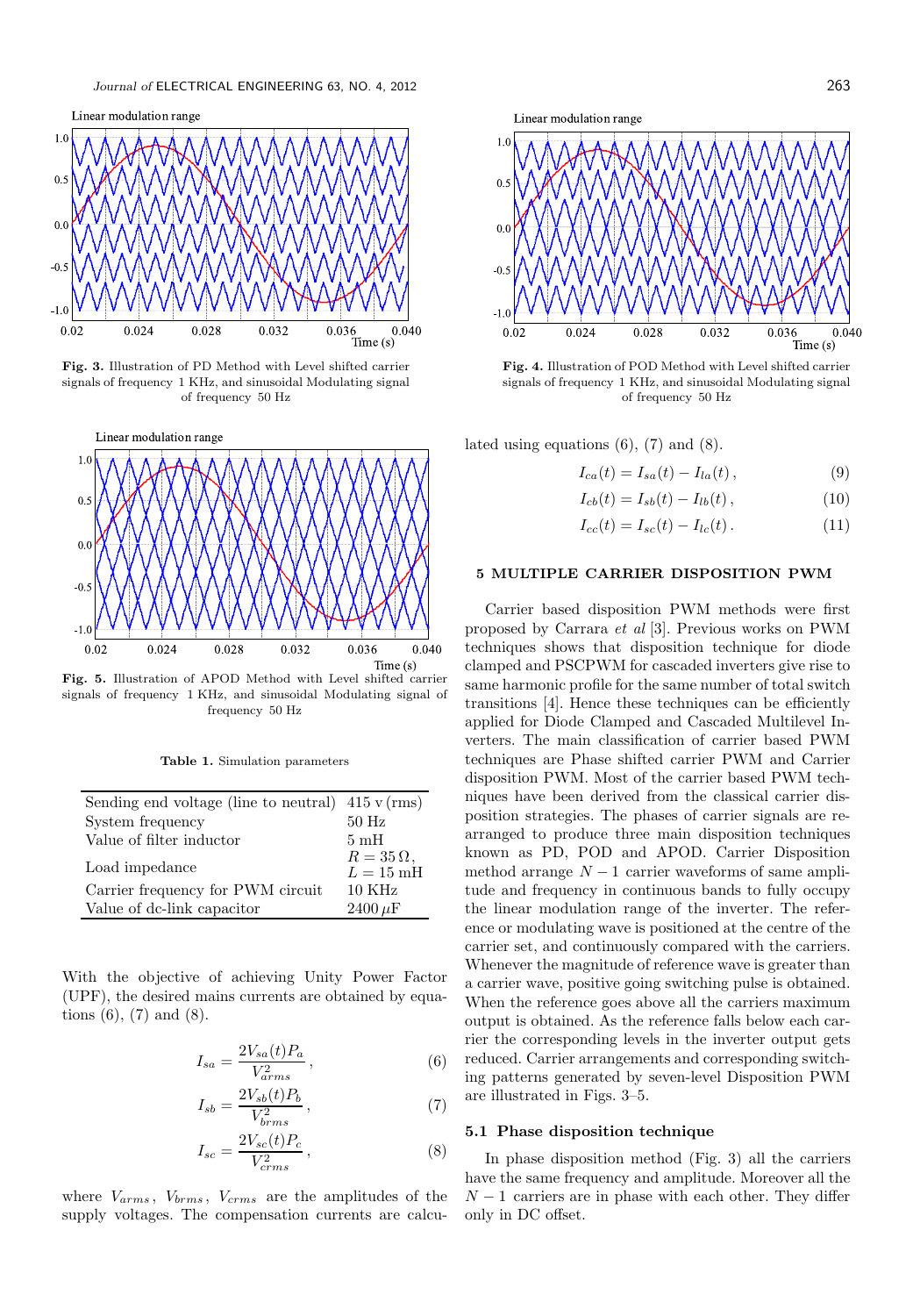Fig. 3. Illustration of PD Method with Level shifted carrier signals of frequency 1 KHz, and sinusoidal Modulating signal of frequency 50 Hz

Fig. 4. Illustration of POD Method with Level shifted carrier signals of frequency 1 KHz, and sinusoidal Modulating signal of frequency 50 Hz

Fig. 5. Illustration of APOD Method with Level shifted carrier signals of frequency 1 KHz, and sinusoidal Modulating signal of frequency 50 Hz

**Table 1.** Simulation parameters

| | |
|---|---|
| Sending end voltage (line to neutral) | 415 v (rms) |
| System frequency | 50 Hz |
| Value of filter inductor | 5 mH |
| Load impedance | $R = 35\,\Omega$, $L = 15$ mH |
| Carrier frequency for PWM circuit | 10 KHz |
| Value of dc-link capacitor | 2400 $\mu$F |

With the objective of achieving Unity Power Factor (UPF), the desired mains currents are obtained by equations (6), (7) and (8).

$$I_{sa} = \frac{2V_{sa}(t)P_a}{V_{arms}^2}\,, \tag{6}$$

$$I_{sb} = \frac{2V_{sb}(t)P_b}{V_{brms}^2}\,, \tag{7}$$

$$I_{sc} = \frac{2V_{sc}(t)P_c}{V_{crms}^2}\,, \tag{8}$$

where $V_{arms}$, $V_{brms}$, $V_{crms}$ are the amplitudes of the supply voltages. The compensation currents are calculated using equations (6), (7) and (8).

$$I_{ca}(t) = I_{sa}(t) - I_{la}(t)\,, \tag{9}$$

$$I_{cb}(t) = I_{sb}(t) - I_{lb}(t)\,, \tag{10}$$

$$I_{cc}(t) = I_{sc}(t) - I_{lc}(t)\,. \tag{11}$$

## 5 MULTIPLE CARRIER DISPOSITION PWM

Carrier based disposition PWM methods were first proposed by Carrara *et al* [3]. Previous works on PWM techniques shows that disposition technique for diode clamped and PSCPWM for cascaded inverters give rise to same harmonic profile for the same number of total switch transitions [4]. Hence these techniques can be efficiently applied for Diode Clamped and Cascaded Multilevel Inverters. The main classification of carrier based PWM techniques are Phase shifted carrier PWM and Carrier disposition PWM. Most of the carrier based PWM techniques have been derived from the classical carrier disposition strategies. The phases of carrier signals are rearranged to produce three main disposition techniques known as PD, POD and APOD. Carrier Disposition method arrange $N-1$ carrier waveforms of same amplitude and frequency in continuous bands to fully occupy the linear modulation range of the inverter. The reference or modulating wave is positioned at the centre of the carrier set, and continuously compared with the carriers. Whenever the magnitude of reference wave is greater than a carrier wave, positive going switching pulse is obtained. When the reference goes above all the carriers maximum output is obtained. As the reference falls below each carrier the corresponding levels in the inverter output gets reduced. Carrier arrangements and corresponding switching patterns generated by seven-level Disposition PWM are illustrated in Figs. 3–5.

### 5.1 Phase disposition technique

In phase disposition method (Fig. 3) all the carriers have the same frequency and amplitude. Moreover all the $N-1$ carriers are in phase with each other. They differ only in DC offset.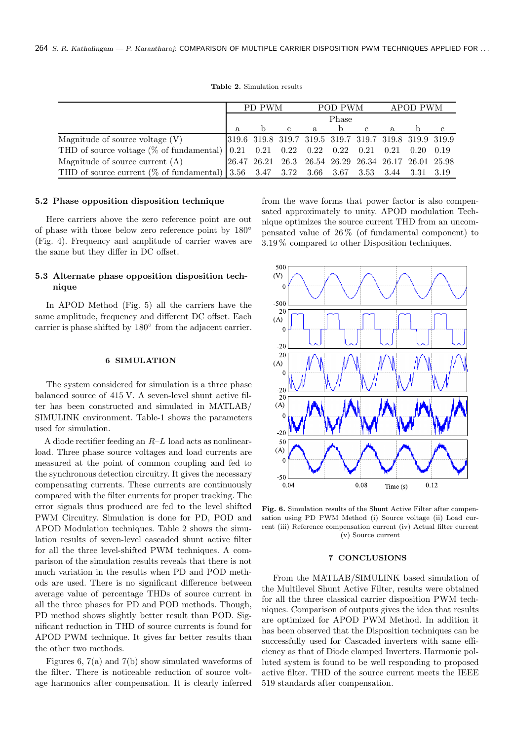**Table 2.** Simulation results

| | PD PWM | | | POD PWM | | | APOD PWM | | |
|---|---|---|---|---|---|---|---|---|---|
| | Phase | | | | | | | | |
| | a | b | c | a | b | c | a | b | c |
| Magnitude of source voltage (V) | 319.6 | 319.8 | 319.7 | 319.5 | 319.7 | 319.7 | 319.8 | 319.9 | 319.9 |
| THD of source voltage (% of fundamental) | 0.21 | 0.21 | 0.22 | 0.22 | 0.22 | 0.21 | 0.21 | 0.20 | 0.19 |
| Magnitude of source current (A) | 26.47 | 26.21 | 26.3 | 26.54 | 26.29 | 26.34 | 26.17 | 26.01 | 25.98 |
| THD of source current (% of fundamental) | 3.56 | 3.47 | 3.72 | 3.66 | 3.67 | 3.53 | 3.44 | 3.31 | 3.19 |

### 5.2 Phase opposition disposition technique

Here carriers above the zero reference point are out of phase with those below zero reference point by 180° (Fig. 4). Frequency and amplitude of carrier waves are the same but they differ in DC offset.

### 5.3 Alternate phase opposition disposition technique

In APOD Method (Fig. 5) all the carriers have the same amplitude, frequency and different DC offset. Each carrier is phase shifted by 180° from the adjacent carrier.

## 6 SIMULATION

The system considered for simulation is a three phase balanced source of 415 V. A seven-level shunt active filter has been constructed and simulated in MATLAB/ SIMULINK environment. Table-1 shows the parameters used for simulation.

A diode rectifier feeding an $R$–$L$ load acts as nonlinear-load. Three phase source voltages and load currents are measured at the point of common coupling and fed to the synchronous detection circuitry. It gives the necessary compensating currents. These currents are continuously compared with the filter currents for proper tracking. The error signals thus produced are fed to the level shifted PWM Circuitry. Simulation is done for PD, POD and APOD Modulation techniques. Table 2 shows the simulation results of seven-level cascaded shunt active filter for all the three level-shifted PWM techniques. A comparison of the simulation results reveals that there is not much variation in the results when PD and POD methods are used. There is no significant difference between average value of percentage THDs of source current in all the three phases for PD and POD methods. Though, PD method shows slightly better result than POD. Significant reduction in THD of source currents is found for APOD PWM technique. It gives far better results than the other two methods.

Figures 6, 7(a) and 7(b) show simulated waveforms of the filter. There is noticeable reduction of source voltage harmonics after compensation. It is clearly inferred from the wave forms that power factor is also compensated approximately to unity. APOD modulation Technique optimizes the source current THD from an uncompensated value of 26 % (of fundamental component) to 3.19 % compared to other Disposition techniques.

**Fig. 6.** Simulation results of the Shunt Active Filter after compensation using PD PWM Method (i) Source voltage (ii) Load current (iii) Reference compensation current (iv) Actual filter current (v) Source current

## 7 CONCLUSIONS

From the MATLAB/SIMULINK based simulation of the Multilevel Shunt Active Filter, results were obtained for all the three classical carrier disposition PWM techniques. Comparison of outputs gives the idea that results are optimized for APOD PWM Method. In addition it has been observed that the Disposition techniques can be successfully used for Cascaded inverters with same efficiency as that of Diode clamped Inverters. Harmonic polluted system is found to be well responding to proposed active filter. THD of the source current meets the IEEE 519 standards after compensation.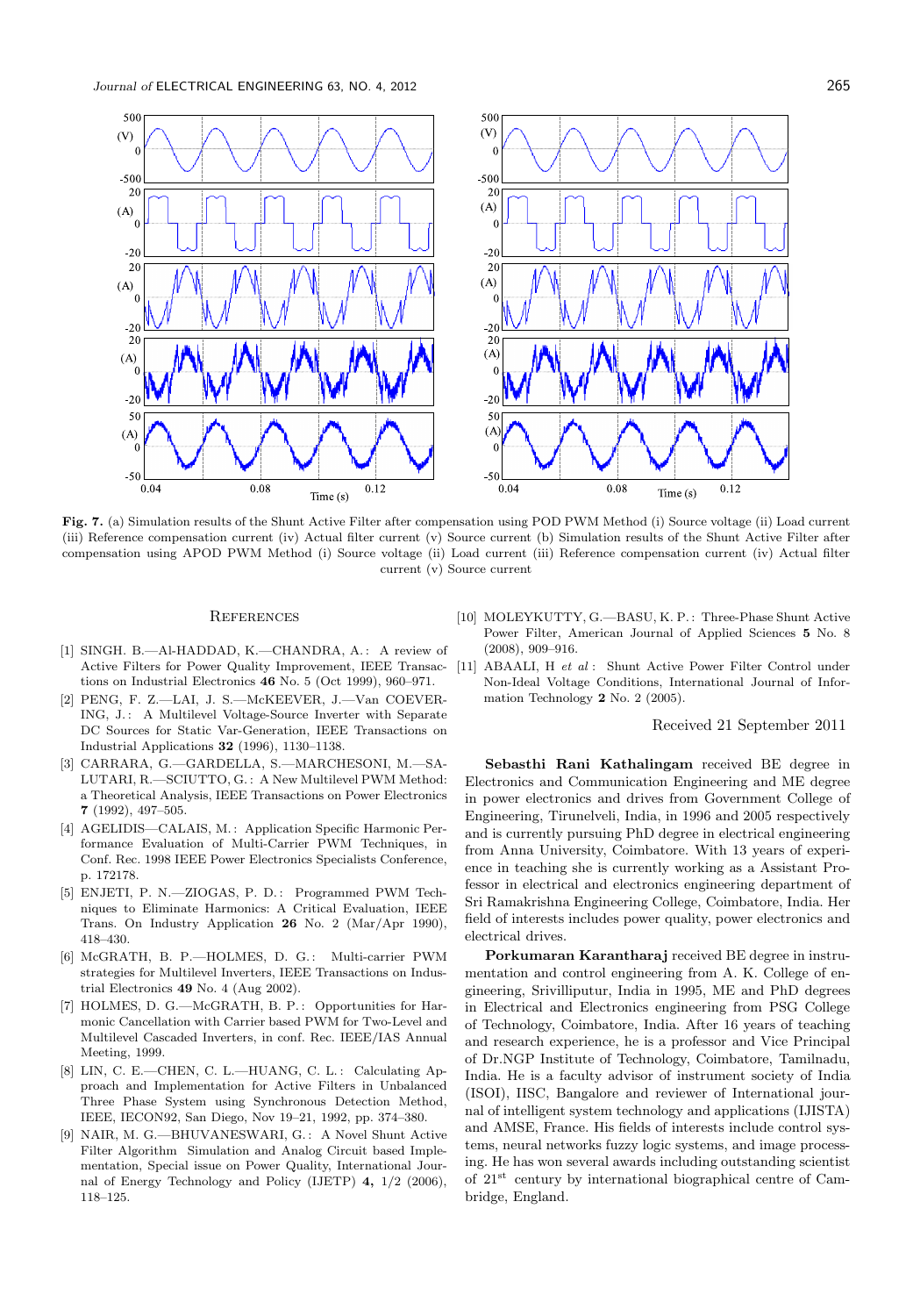500
(V)
0
-500
20
(A)
0
-20
20
(A)
0
-20
20
(A)
0
-20
50
(A)
0
-50
0.04
0.08
Time (s)
0.12

500
(V)
0
-500
20
(A)
0
-20
20
(A)
0
-20
20
(A)
0
-20
50
(A)
0
-50
0.04
0.08
Time (s)
0.12

**Fig. 7.** (a) Simulation results of the Shunt Active Filter after compensation using POD PWM Method (i) Source voltage (ii) Load current (iii) Reference compensation current (iv) Actual filter current (v) Source current (b) Simulation results of the Shunt Active Filter after compensation using APOD PWM Method (i) Source voltage (ii) Load current (iii) Reference compensation current (iv) Actual filter current (v) Source current

## References

[1] SINGH. B.—Al-HADDAD, K.—CHANDRA, A.: A review of Active Filters for Power Quality Improvement, IEEE Transactions on Industrial Electronics **46** No. 5 (Oct 1999), 960–971.

[2] PENG, F. Z.—LAI, J. S.—McKEEVER, J.—Van COEVERING, J.: A Multilevel Voltage-Source Inverter with Separate DC Sources for Static Var-Generation, IEEE Transactions on Industrial Applications **32** (1996), 1130–1138.

[3] CARRARA, G.—GARDELLA, S.—MARCHESONI, M.—SALUTARI, R.—SCIUTTO, G.: A New Multilevel PWM Method: a Theoretical Analysis, IEEE Transactions on Power Electronics **7** (1992), 497–505.

[4] AGELIDIS—CALAIS, M.: Application Specific Harmonic Performance Evaluation of Multi-Carrier PWM Techniques, in Conf. Rec. 1998 IEEE Power Electronics Specialists Conference, p. 172178.

[5] ENJETI, P. N.—ZIOGAS, P. D.: Programmed PWM Techniques to Eliminate Harmonics: A Critical Evaluation, IEEE Trans. On Industry Application **26** No. 2 (Mar/Apr 1990), 418–430.

[6] McGRATH, B. P.—HOLMES, D. G.: Multi-carrier PWM strategies for Multilevel Inverters, IEEE Transactions on Industrial Electronics **49** No. 4 (Aug 2002).

[7] HOLMES, D. G.—McGRATH, B. P.: Opportunities for Harmonic Cancellation with Carrier based PWM for Two-Level and Multilevel Cascaded Inverters, in conf. Rec. IEEE/IAS Annual Meeting, 1999.

[8] LIN, C. E.—CHEN, C. L.—HUANG, C. L.: Calculating Approach and Implementation for Active Filters in Unbalanced Three Phase System using Synchronous Detection Method, IEEE, IECON92, San Diego, Nov 19–21, 1992, pp. 374–380.

[9] NAIR, M. G.—BHUVANESWARI, G.: A Novel Shunt Active Filter Algorithm Simulation and Analog Circuit based Implementation, Special issue on Power Quality, International Journal of Energy Technology and Policy (IJETP) **4,** 1/2 (2006), 118–125.

[10] MOLEYKUTTY, G.—BASU, K. P.: Three-Phase Shunt Active Power Filter, American Journal of Applied Sciences **5** No. 8 (2008), 909–916.

[11] ABAALI, H *et al*: Shunt Active Power Filter Control under Non-Ideal Voltage Conditions, International Journal of Information Technology **2** No. 2 (2005).

Received 21 September 2011

**Sebasthi Rani Kathalingam** received BE degree in Electronics and Communication Engineering and ME degree in power electronics and drives from Government College of Engineering, Tirunelveli, India, in 1996 and 2005 respectively and is currently pursuing PhD degree in electrical engineering from Anna University, Coimbatore. With 13 years of experience in teaching she is currently working as a Assistant Professor in electrical and electronics engineering department of Sri Ramakrishna Engineering College, Coimbatore, India. Her field of interests includes power quality, power electronics and electrical drives.

**Porkumaran Karantharaj** received BE degree in instrumentation and control engineering from A. K. College of engineering, Srivilliputur, India in 1995, ME and PhD degrees in Electrical and Electronics engineering from PSG College of Technology, Coimbatore, India. After 16 years of teaching and research experience, he is a professor and Vice Principal of Dr.NGP Institute of Technology, Coimbatore, Tamilnadu, India. He is a faculty advisor of instrument society of India (ISOI), IISC, Bangalore and reviewer of International journal of intelligent system technology and applications (IJISTA) and AMSE, France. His fields of interests include control systems, neural networks fuzzy logic systems, and image processing. He has won several awards including outstanding scientist of 21st century by international biographical centre of Cambridge, England.